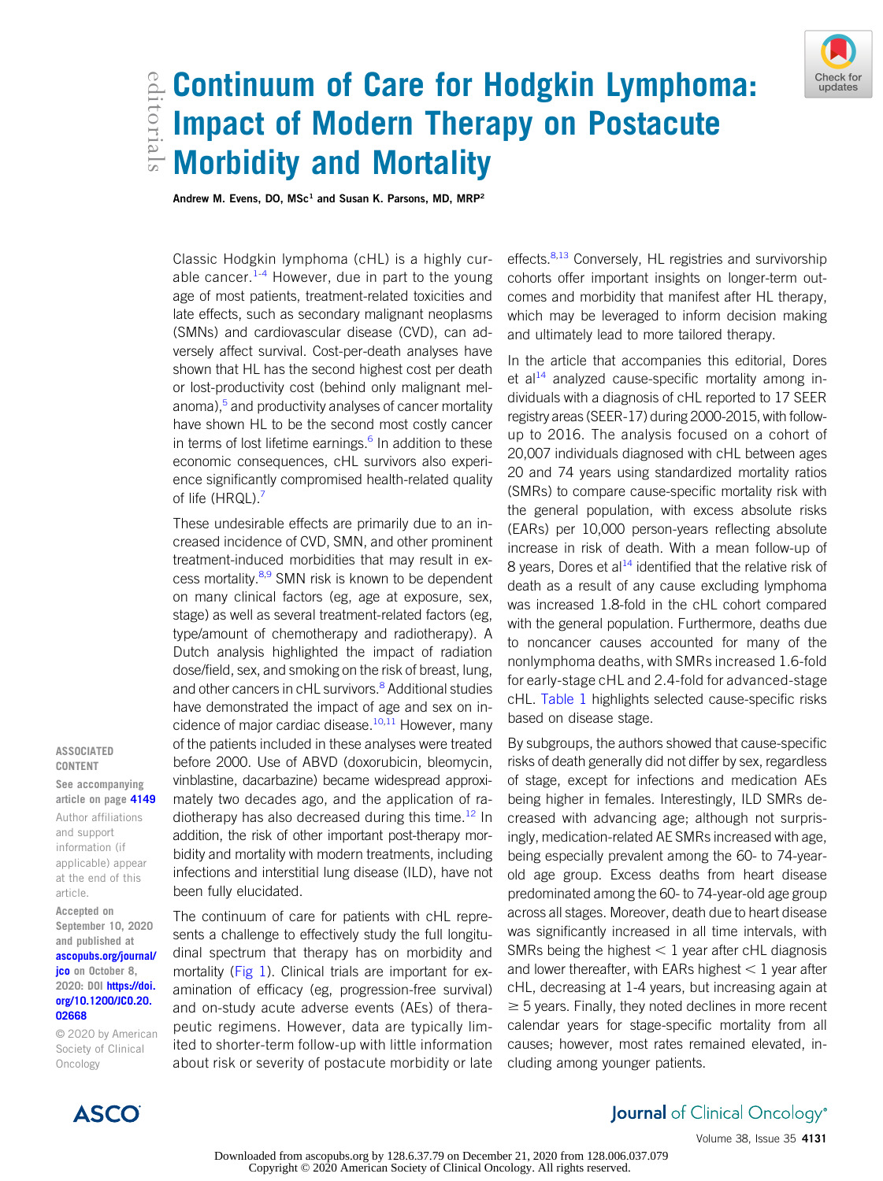# Continuum of Care for Hodgkin Lymphoma: Impact of Modern Therapy on Postacute Morbidity and Mortality

**Andrew M. Evens, DO, MSc[1] and Susan K. Parsons, MD, MRP[2]**

ASSOCIATED CONTENT

See accompanying article on page 4149

Author affiliations and support information (if applicable) appear at the end of this article.

Accepted on September 10, 2020 and published at ascopubs.org/journal/jco on October 8, 2020: DOI https://doi.org/10.1200/JCO.20.02668

© 2020 by American Society of Clinical Oncology

Classic Hodgkin lymphoma (cHL) is a highly curable cancer.[1-4] However, due in part to the young age of most patients, treatment-related toxicities and late effects, such as secondary malignant neoplasms (SMNs) and cardiovascular disease (CVD), can adversely affect survival. Cost-per-death analyses have shown that HL has the second highest cost per death or lost-productivity cost (behind only malignant melanoma),[5] and productivity analyses of cancer mortality have shown HL to be the second most costly cancer in terms of lost lifetime earnings.[6] In addition to these economic consequences, cHL survivors also experience significantly compromised health-related quality of life (HRQL).[7]

These undesirable effects are primarily due to an increased incidence of CVD, SMN, and other prominent treatment-induced morbidities that may result in excess mortality.[8,9] SMN risk is known to be dependent on many clinical factors (eg, age at exposure, sex, stage) as well as several treatment-related factors (eg, type/amount of chemotherapy and radiotherapy). A Dutch analysis highlighted the impact of radiation dose/field, sex, and smoking on the risk of breast, lung, and other cancers in cHL survivors.[8] Additional studies have demonstrated the impact of age and sex on incidence of major cardiac disease.[10,11] However, many of the patients included in these analyses were treated before 2000. Use of ABVD (doxorubicin, bleomycin, vinblastine, dacarbazine) became widespread approximately two decades ago, and the application of radiotherapy has also decreased during this time.[12] In addition, the risk of other important post-therapy morbidity and mortality with modern treatments, including infections and interstitial lung disease (ILD), have not been fully elucidated.

The continuum of care for patients with cHL represents a challenge to effectively study the full longitudinal spectrum that therapy has on morbidity and mortality (Fig 1). Clinical trials are important for examination of efficacy (eg, progression-free survival) and on-study acute adverse events (AEs) of therapeutic regimens. However, data are typically limited to shorter-term follow-up with little information about risk or severity of postacute morbidity or late effects.[8,13] Conversely, HL registries and survivorship cohorts offer important insights on longer-term outcomes and morbidity that manifest after HL therapy, which may be leveraged to inform decision making and ultimately lead to more tailored therapy.

In the article that accompanies this editorial, Dores et al[14] analyzed cause-specific mortality among individuals with a diagnosis of cHL reported to 17 SEER registry areas (SEER-17) during 2000-2015, with follow-up to 2016. The analysis focused on a cohort of 20,007 individuals diagnosed with cHL between ages 20 and 74 years using standardized mortality ratios (SMRs) to compare cause-specific mortality risk with the general population, with excess absolute risks (EARs) per 10,000 person-years reflecting absolute increase in risk of death. With a mean follow-up of 8 years, Dores et al[14] identified that the relative risk of death as a result of any cause excluding lymphoma was increased 1.8-fold in the cHL cohort compared with the general population. Furthermore, deaths due to noncancer causes accounted for many of the nonlymphoma deaths, with SMRs increased 1.6-fold for early-stage cHL and 2.4-fold for advanced-stage cHL. Table 1 highlights selected cause-specific risks based on disease stage.

By subgroups, the authors showed that cause-specific risks of death generally did not differ by sex, regardless of stage, except for infections and medication AEs being higher in females. Interestingly, ILD SMRs decreased with advancing age; although not surprisingly, medication-related AE SMRs increased with age, being especially prevalent among the 60- to 74-year-old age group. Excess deaths from heart disease predominated among the 60- to 74-year-old age group across all stages. Moreover, death due to heart disease was significantly increased in all time intervals, with SMRs being the highest < 1 year after cHL diagnosis and lower thereafter, with EARs highest < 1 year after cHL, decreasing at 1-4 years, but increasing again at ≥ 5 years. Finally, they noted declines in more recent calendar years for stage-specific mortality from all causes; however, most rates remained elevated, including among younger patients.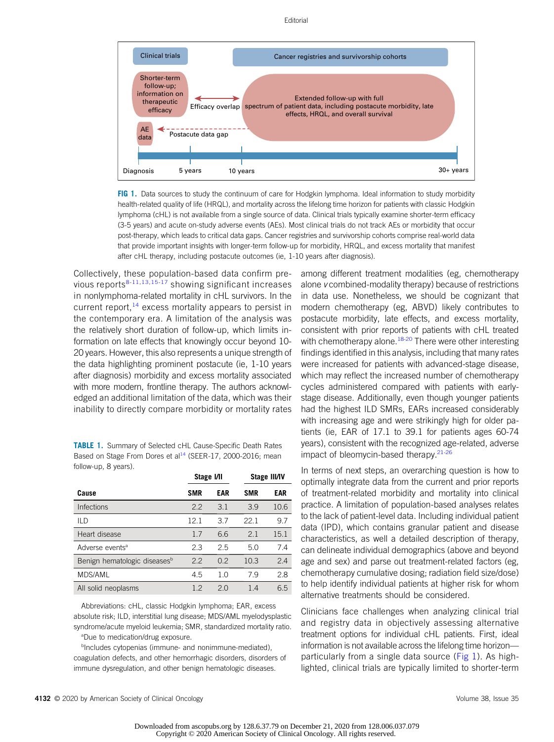FIG 1. Data sources to study the continuum of care for Hodgkin lymphoma. Ideal information to study morbidity health-related quality of life (HRQL), and mortality across the lifelong time horizon for patients with classic Hodgkin lymphoma (cHL) is not available from a single source of data. Clinical trials typically examine shorter-term efficacy (3-5 years) and acute on-study adverse events (AEs). Most clinical trials do not track AEs or morbidity that occur post-therapy, which leads to critical data gaps. Cancer registries and survivorship cohorts comprise real-world data that provide important insights with longer-term follow-up for morbidity, HRQL, and excess mortality that manifest after cHL therapy, including postacute outcomes (ie, 1-10 years after diagnosis).

Collectively, these population-based data confirm previous reports[8-11,13,15-17] showing significant increases in nonlymphoma-related mortality in cHL survivors. In the current report,[14] excess mortality appears to persist in the contemporary era. A limitation of the analysis was the relatively short duration of follow-up, which limits information on late effects that knowingly occur beyond 10-20 years. However, this also represents a unique strength of the data highlighting prominent postacute (ie, 1-10 years after diagnosis) morbidity and excess mortality associated with more modern, frontline therapy. The authors acknowledged an additional limitation of the data, which was their inability to directly compare morbidity or mortality rates among different treatment modalities (eg, chemotherapy alone *v* combined-modality therapy) because of restrictions in data use. Nonetheless, we should be cognizant that modern chemotherapy (eg, ABVD) likely contributes to postacute morbidity, late effects, and excess mortality, consistent with prior reports of patients with cHL treated with chemotherapy alone.[18-20] There were other interesting findings identified in this analysis, including that many rates were increased for patients with advanced-stage disease, which may reflect the increased number of chemotherapy cycles administered compared with patients with early-stage disease. Additionally, even though younger patients had the highest ILD SMRs, EARs increased considerably with increasing age and were strikingly high for older patients (ie, EAR of 17.1 to 39.1 for patients ages 60-74 years), consistent with the recognized age-related, adverse impact of bleomycin-based therapy.[21-26]

**TABLE 1.** Summary of Selected cHL Cause-Specific Death Rates Based on Stage From Dores et al[14] (SEER-17, 2000-2016; mean follow-up, 8 years).

| | Stage I/II | | Stage III/IV | |
|---|---|---|---|---|
| **Cause** | **SMR** | **EAR** | **SMR** | **EAR** |
| Infections | 2.2 | 3.1 | 3.9 | 10.6 |
| ILD | 12.1 | 3.7 | 22.1 | 9.7 |
| Heart disease | 1.7 | 6.6 | 2.1 | 15.1 |
| Adverse events[a] | 2.3 | 2.5 | 5.0 | 7.4 |
| Benign hematologic diseases[b] | 2.2 | 0.2 | 10.3 | 2.4 |
| MDS/AML | 4.5 | 1.0 | 7.9 | 2.8 |
| All solid neoplasms | 1.2 | 2.0 | 1.4 | 6.5 |

Abbreviations: cHL, classic Hodgkin lymphoma; EAR, excess absolute risk; ILD, interstitial lung disease; MDS/AML myelodysplastic syndrome/acute myeloid leukemia; SMR, standardized mortality ratio.
[a]Due to medication/drug exposure.
[b]Includes cytopenias (immune- and nonimmune-mediated), coagulation defects, and other hemorrhagic disorders, disorders of immune dysregulation, and other benign hematologic diseases.

In terms of next steps, an overarching question is how to optimally integrate data from the current and prior reports of treatment-related morbidity and mortality into clinical practice. A limitation of population-based analyses relates to the lack of patient-level data. Including individual patient data (IPD), which contains granular patient and disease characteristics, as well a detailed description of therapy, can delineate individual demographics (above and beyond age and sex) and parse out treatment-related factors (eg, chemotherapy cumulative dosing; radiation field size/dose) to help identify individual patients at higher risk for whom alternative treatments should be considered.

Clinicians face challenges when analyzing clinical trial and registry data in objectively assessing alternative treatment options for individual cHL patients. First, ideal information is not available across the lifelong time horizon—particularly from a single data source (Fig 1). As highlighted, clinical trials are typically limited to shorter-term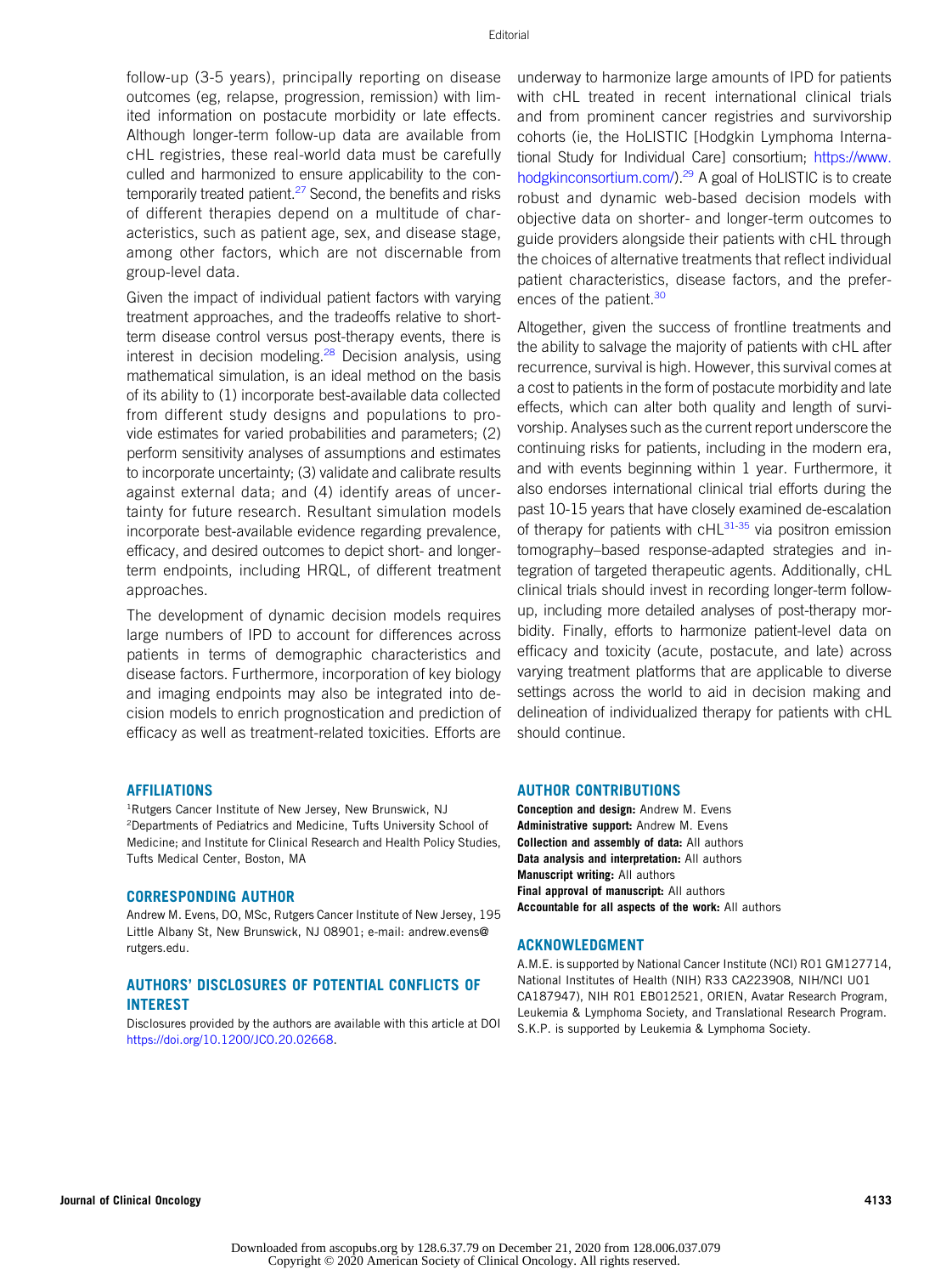follow-up (3-5 years), principally reporting on disease outcomes (eg, relapse, progression, remission) with limited information on postacute morbidity or late effects. Although longer-term follow-up data are available from cHL registries, these real-world data must be carefully culled and harmonized to ensure applicability to the contemporarily treated patient.[27] Second, the benefits and risks of different therapies depend on a multitude of characteristics, such as patient age, sex, and disease stage, among other factors, which are not discernable from group-level data.

Given the impact of individual patient factors with varying treatment approaches, and the tradeoffs relative to short-term disease control versus post-therapy events, there is interest in decision modeling.[28] Decision analysis, using mathematical simulation, is an ideal method on the basis of its ability to (1) incorporate best-available data collected from different study designs and populations to provide estimates for varied probabilities and parameters; (2) perform sensitivity analyses of assumptions and estimates to incorporate uncertainty; (3) validate and calibrate results against external data; and (4) identify areas of uncertainty for future research. Resultant simulation models incorporate best-available evidence regarding prevalence, efficacy, and desired outcomes to depict short- and longer-term endpoints, including HRQL, of different treatment approaches.

The development of dynamic decision models requires large numbers of IPD to account for differences across patients in terms of demographic characteristics and disease factors. Furthermore, incorporation of key biology and imaging endpoints may also be integrated into decision models to enrich prognostication and prediction of efficacy as well as treatment-related toxicities. Efforts are underway to harmonize large amounts of IPD for patients with cHL treated in recent international clinical trials and from prominent cancer registries and survivorship cohorts (ie, the HoLISTIC [Hodgkin Lymphoma International Study for Individual Care] consortium; https://www.hodgkinconsortium.com/).[29] A goal of HoLISTIC is to create robust and dynamic web-based decision models with objective data on shorter- and longer-term outcomes to guide providers alongside their patients with cHL through the choices of alternative treatments that reflect individual patient characteristics, disease factors, and the preferences of the patient.[30]

Altogether, given the success of frontline treatments and the ability to salvage the majority of patients with cHL after recurrence, survival is high. However, this survival comes at a cost to patients in the form of postacute morbidity and late effects, which can alter both quality and length of survivorship. Analyses such as the current report underscore the continuing risks for patients, including in the modern era, and with events beginning within 1 year. Furthermore, it also endorses international clinical trial efforts during the past 10-15 years that have closely examined de-escalation of therapy for patients with cHL[31-35] via positron emission tomography–based response-adapted strategies and integration of targeted therapeutic agents. Additionally, cHL clinical trials should invest in recording longer-term follow-up, including more detailed analyses of post-therapy morbidity. Finally, efforts to harmonize patient-level data on efficacy and toxicity (acute, postacute, and late) across varying treatment platforms that are applicable to diverse settings across the world to aid in decision making and delineation of individualized therapy for patients with cHL should continue.

## AFFILIATIONS

[1]Rutgers Cancer Institute of New Jersey, New Brunswick, NJ
[2]Departments of Pediatrics and Medicine, Tufts University School of Medicine; and Institute for Clinical Research and Health Policy Studies, Tufts Medical Center, Boston, MA

## CORRESPONDING AUTHOR

Andrew M. Evens, DO, MSc, Rutgers Cancer Institute of New Jersey, 195 Little Albany St, New Brunswick, NJ 08901; e-mail: andrew.evens@rutgers.edu.

## AUTHORS' DISCLOSURES OF POTENTIAL CONFLICTS OF INTEREST

Disclosures provided by the authors are available with this article at DOI https://doi.org/10.1200/JCO.20.02668.

## AUTHOR CONTRIBUTIONS

**Conception and design:** Andrew M. Evens
**Administrative support:** Andrew M. Evens
**Collection and assembly of data:** All authors
**Data analysis and interpretation:** All authors
**Manuscript writing:** All authors
**Final approval of manuscript:** All authors
**Accountable for all aspects of the work:** All authors

## ACKNOWLEDGMENT

A.M.E. is supported by National Cancer Institute (NCI) R01 GM127714, National Institutes of Health (NIH) R33 CA223908, NIH/NCI U01 CA187947), NIH R01 EB012521, ORIEN, Avatar Research Program, Leukemia & Lymphoma Society, and Translational Research Program. S.K.P. is supported by Leukemia & Lymphoma Society.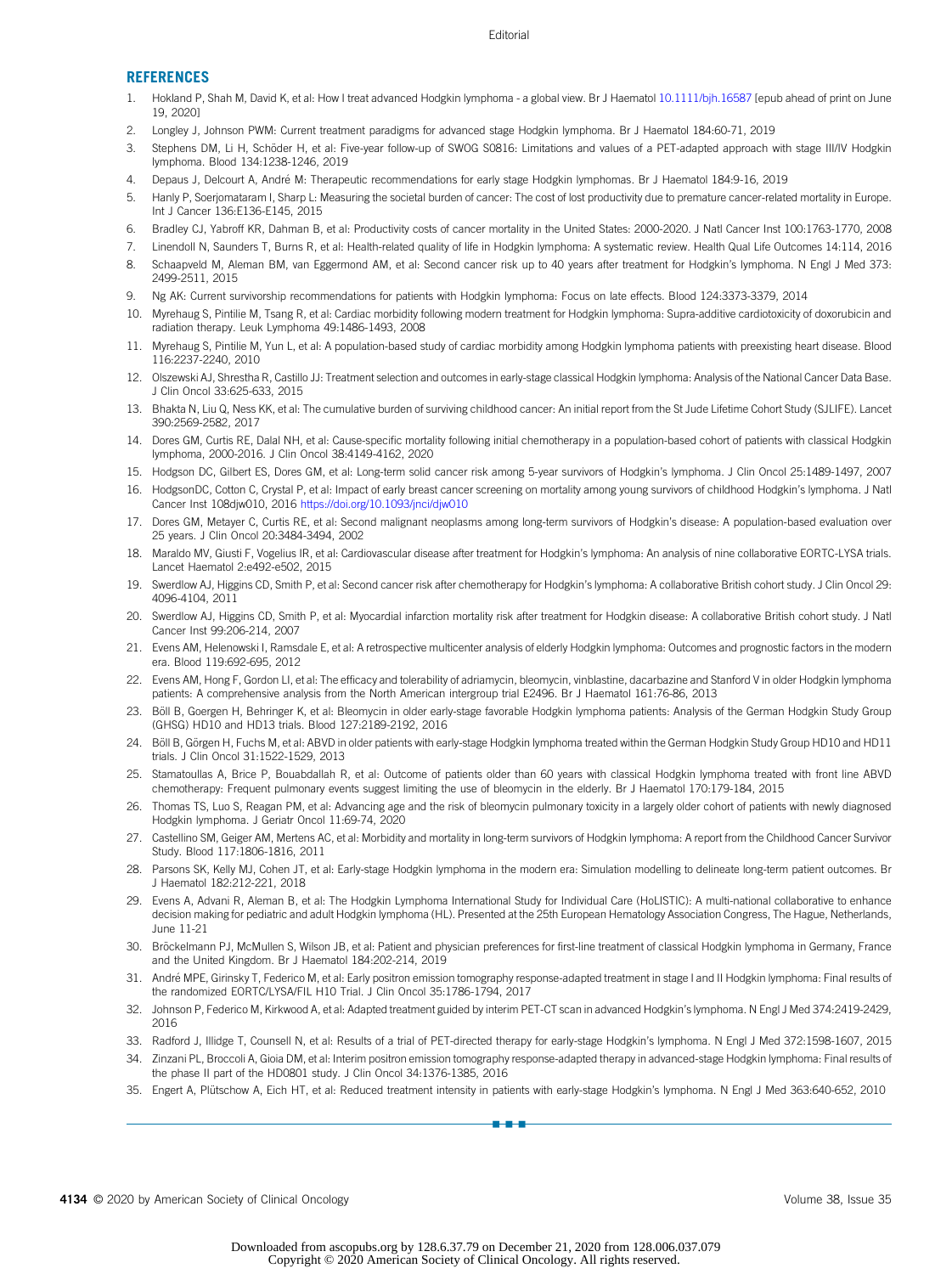## REFERENCES

1. Hokland P, Shah M, David K, et al: How I treat advanced Hodgkin lymphoma - a global view. Br J Haematol 10.1111/bjh.16587 [epub ahead of print on June 19, 2020]
2. Longley J, Johnson PWM: Current treatment paradigms for advanced stage Hodgkin lymphoma. Br J Haematol 184:60-71, 2019
3. Stephens DM, Li H, Schöder H, et al: Five-year follow-up of SWOG S0816: Limitations and values of a PET-adapted approach with stage III/IV Hodgkin lymphoma. Blood 134:1238-1246, 2019
4. Depaus J, Delcourt A, André M: Therapeutic recommendations for early stage Hodgkin lymphomas. Br J Haematol 184:9-16, 2019
5. Hanly P, Soerjomataram I, Sharp L: Measuring the societal burden of cancer: The cost of lost productivity due to premature cancer-related mortality in Europe. Int J Cancer 136:E136-E145, 2015
6. Bradley CJ, Yabroff KR, Dahman B, et al: Productivity costs of cancer mortality in the United States: 2000-2020. J Natl Cancer Inst 100:1763-1770, 2008
7. Linendoll N, Saunders T, Burns R, et al: Health-related quality of life in Hodgkin lymphoma: A systematic review. Health Qual Life Outcomes 14:114, 2016
8. Schaapveld M, Aleman BM, van Eggermond AM, et al: Second cancer risk up to 40 years after treatment for Hodgkin's lymphoma. N Engl J Med 373: 2499-2511, 2015
9. Ng AK: Current survivorship recommendations for patients with Hodgkin lymphoma: Focus on late effects. Blood 124:3373-3379, 2014
10. Myrehaug S, Pintilie M, Tsang R, et al: Cardiac morbidity following modern treatment for Hodgkin lymphoma: Supra-additive cardiotoxicity of doxorubicin and radiation therapy. Leuk Lymphoma 49:1486-1493, 2008
11. Myrehaug S, Pintilie M, Yun L, et al: A population-based study of cardiac morbidity among Hodgkin lymphoma patients with preexisting heart disease. Blood 116:2237-2240, 2010
12. Olszewski AJ, Shrestha R, Castillo JJ: Treatment selection and outcomes in early-stage classical Hodgkin lymphoma: Analysis of the National Cancer Data Base. J Clin Oncol 33:625-633, 2015
13. Bhakta N, Liu Q, Ness KK, et al: The cumulative burden of surviving childhood cancer: An initial report from the St Jude Lifetime Cohort Study (SJLIFE). Lancet 390:2569-2582, 2017
14. Dores GM, Curtis RE, Dalal NH, et al: Cause-specific mortality following initial chemotherapy in a population-based cohort of patients with classical Hodgkin lymphoma, 2000-2016. J Clin Oncol 38:4149-4162, 2020
15. Hodgson DC, Gilbert ES, Dores GM, et al: Long-term solid cancer risk among 5-year survivors of Hodgkin's lymphoma. J Clin Oncol 25:1489-1497, 2007
16. HodgsonDC, Cotton C, Crystal P, et al: Impact of early breast cancer screening on mortality among young survivors of childhood Hodgkin's lymphoma. J Natl Cancer Inst 108djw010, 2016 https://doi.org/10.1093/jnci/djw010
17. Dores GM, Metayer C, Curtis RE, et al: Second malignant neoplasms among long-term survivors of Hodgkin's disease: A population-based evaluation over 25 years. J Clin Oncol 20:3484-3494, 2002
18. Maraldo MV, Giusti F, Vogelius IR, et al: Cardiovascular disease after treatment for Hodgkin's lymphoma: An analysis of nine collaborative EORTC-LYSA trials. Lancet Haematol 2:e492-e502, 2015
19. Swerdlow AJ, Higgins CD, Smith P, et al: Second cancer risk after chemotherapy for Hodgkin's lymphoma: A collaborative British cohort study. J Clin Oncol 29: 4096-4104, 2011
20. Swerdlow AJ, Higgins CD, Smith P, et al: Myocardial infarction mortality risk after treatment for Hodgkin disease: A collaborative British cohort study. J Natl Cancer Inst 99:206-214, 2007
21. Evens AM, Helenowski I, Ramsdale E, et al: A retrospective multicenter analysis of elderly Hodgkin lymphoma: Outcomes and prognostic factors in the modern era. Blood 119:692-695, 2012
22. Evens AM, Hong F, Gordon LI, et al: The efficacy and tolerability of adriamycin, bleomycin, vinblastine, dacarbazine and Stanford V in older Hodgkin lymphoma patients: A comprehensive analysis from the North American intergroup trial E2496. Br J Haematol 161:76-86, 2013
23. Böll B, Goergen H, Behringer K, et al: Bleomycin in older early-stage favorable Hodgkin lymphoma patients: Analysis of the German Hodgkin Study Group (GHSG) HD10 and HD13 trials. Blood 127:2189-2192, 2016
24. Böll B, Görgen H, Fuchs M, et al: ABVD in older patients with early-stage Hodgkin lymphoma treated within the German Hodgkin Study Group HD10 and HD11 trials. J Clin Oncol 31:1522-1529, 2013
25. Stamatoullas A, Brice P, Bouabdallah R, et al: Outcome of patients older than 60 years with classical Hodgkin lymphoma treated with front line ABVD chemotherapy: Frequent pulmonary events suggest limiting the use of bleomycin in the elderly. Br J Haematol 170:179-184, 2015
26. Thomas TS, Luo S, Reagan PM, et al: Advancing age and the risk of bleomycin pulmonary toxicity in a largely older cohort of patients with newly diagnosed Hodgkin lymphoma. J Geriatr Oncol 11:69-74, 2020
27. Castellino SM, Geiger AM, Mertens AC, et al: Morbidity and mortality in long-term survivors of Hodgkin lymphoma: A report from the Childhood Cancer Survivor Study. Blood 117:1806-1816, 2011
28. Parsons SK, Kelly MJ, Cohen JT, et al: Early-stage Hodgkin lymphoma in the modern era: Simulation modelling to delineate long-term patient outcomes. Br J Haematol 182:212-221, 2018
29. Evens A, Advani R, Aleman B, et al: The Hodgkin Lymphoma International Study for Individual Care (HoLISTIC): A multi-national collaborative to enhance decision making for pediatric and adult Hodgkin lymphoma (HL). Presented at the 25th European Hematology Association Congress, The Hague, Netherlands, June 11-21
30. Bröckelmann PJ, McMullen S, Wilson JB, et al: Patient and physician preferences for first-line treatment of classical Hodgkin lymphoma in Germany, France and the United Kingdom. Br J Haematol 184:202-214, 2019
31. André MPE, Girinsky T, Federico M, et al: Early positron emission tomography response-adapted treatment in stage I and II Hodgkin lymphoma: Final results of the randomized EORTC/LYSA/FIL H10 Trial. J Clin Oncol 35:1786-1794, 2017
32. Johnson P, Federico M, Kirkwood A, et al: Adapted treatment guided by interim PET-CT scan in advanced Hodgkin's lymphoma. N Engl J Med 374:2419-2429, 2016
33. Radford J, Illidge T, Counsell N, et al: Results of a trial of PET-directed therapy for early-stage Hodgkin's lymphoma. N Engl J Med 372:1598-1607, 2015
34. Zinzani PL, Broccoli A, Gioia DM, et al: Interim positron emission tomography response-adapted therapy in advanced-stage Hodgkin lymphoma: Final results of the phase II part of the HD0801 study. J Clin Oncol 34:1376-1385, 2016
35. Engert A, Plütschow A, Eich HT, et al: Reduced treatment intensity in patients with early-stage Hodgkin's lymphoma. N Engl J Med 363:640-652, 2010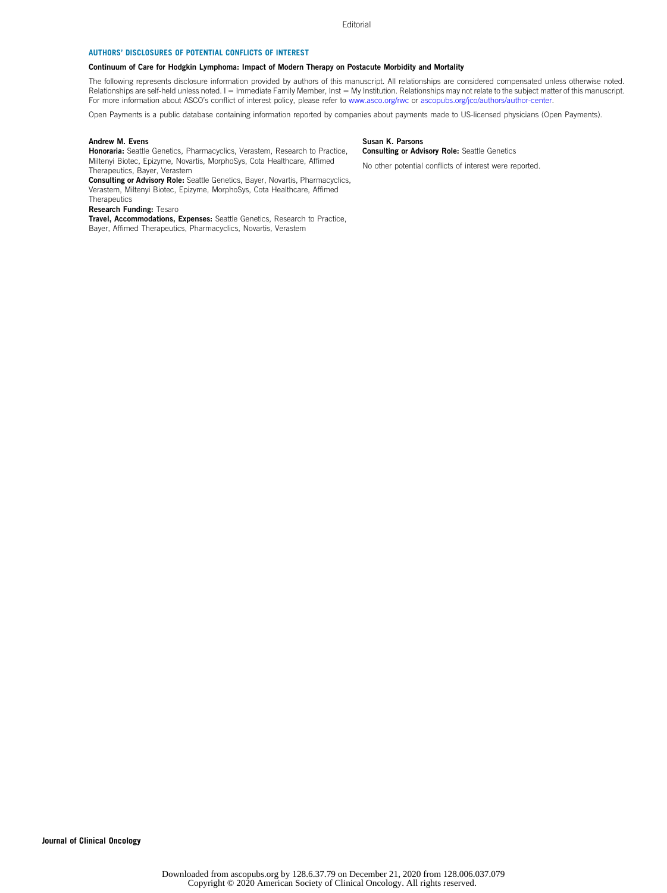## AUTHORS' DISCLOSURES OF POTENTIAL CONFLICTS OF INTEREST

### Continuum of Care for Hodgkin Lymphoma: Impact of Modern Therapy on Postacute Morbidity and Mortality

The following represents disclosure information provided by authors of this manuscript. All relationships are considered compensated unless otherwise noted. Relationships are self-held unless noted. I = Immediate Family Member, Inst = My Institution. Relationships may not relate to the subject matter of this manuscript. For more information about ASCO's conflict of interest policy, please refer to www.asco.org/rwc or ascopubs.org/jco/authors/author-center.

Open Payments is a public database containing information reported by companies about payments made to US-licensed physicians (Open Payments).

**Andrew M. Evens**
**Honoraria:** Seattle Genetics, Pharmacyclics, Verastem, Research to Practice, Miltenyi Biotec, Epizyme, Novartis, MorphoSys, Cota Healthcare, Affimed Therapeutics, Bayer, Verastem
**Consulting or Advisory Role:** Seattle Genetics, Bayer, Novartis, Pharmacyclics, Verastem, Miltenyi Biotec, Epizyme, MorphoSys, Cota Healthcare, Affimed Therapeutics
**Research Funding:** Tesaro
**Travel, Accommodations, Expenses:** Seattle Genetics, Research to Practice, Bayer, Affimed Therapeutics, Pharmacyclics, Novartis, Verastem

**Susan K. Parsons**
**Consulting or Advisory Role:** Seattle Genetics

No other potential conflicts of interest were reported.